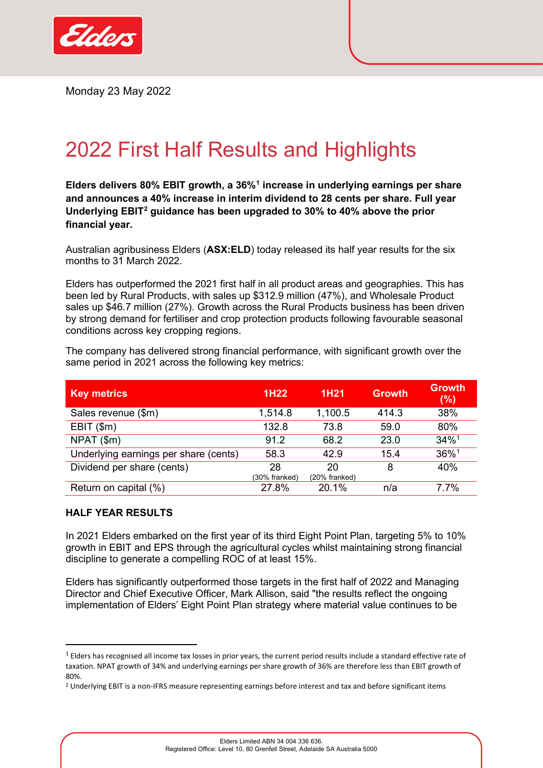Monday 23 May 2022

# 2022 First Half Results and Highlights

**Elders delivers 80% EBIT growth, a 36%[1] increase in underlying earnings per share and announces a 40% increase in interim dividend to 28 cents per share. Full year Underlying EBIT[2] guidance has been upgraded to 30% to 40% above the prior financial year.**

Australian agribusiness Elders (**ASX:ELD**) today released its half year results for the six months to 31 March 2022.

Elders has outperformed the 2021 first half in all product areas and geographies. This has been led by Rural Products, with sales up $312.9 million (47%), and Wholesale Product sales up $46.7 million (27%). Growth across the Rural Products business has been driven by strong demand for fertiliser and crop protection products following favourable seasonal conditions across key cropping regions.

The company has delivered strong financial performance, with significant growth over the same period in 2021 across the following key metrics:

| Key metrics | 1H22 | 1H21 | Growth | Growth (%) |
|---|---|---|---|---|
| Sales revenue ($m) | 1,514.8 | 1,100.5 | 414.3 | 38% |
| EBIT ($m) | 132.8 | 73.8 | 59.0 | 80% |
| NPAT ($m) | 91.2 | 68.2 | 23.0 | 34%[1] |
| Underlying earnings per share (cents) | 58.3 | 42.9 | 15.4 | 36%[1] |
| Dividend per share (cents) | 28 (30% franked) | 20 (20% franked) | 8 | 40% |
| Return on capital (%) | 27.8% | 20.1% | n/a | 7.7% |

**HALF YEAR RESULTS**

In 2021 Elders embarked on the first year of its third Eight Point Plan, targeting 5% to 10% growth in EBIT and EPS through the agricultural cycles whilst maintaining strong financial discipline to generate a compelling ROC of at least 15%.

Elders has significantly outperformed those targets in the first half of 2022 and Managing Director and Chief Executive Officer, Mark Allison, said "the results reflect the ongoing implementation of Elders' Eight Point Plan strategy where material value continues to be

---

[1] Elders has recognised all income tax losses in prior years, the current period results include a standard effective rate of taxation. NPAT growth of 34% and underlying earnings per share growth of 36% are therefore less than EBIT growth of 80%.

[2] Underlying EBIT is a non-IFRS measure representing earnings before interest and tax and before significant items

Elders Limited ABN 34 004 336 636.
Registered Office: Level 10, 80 Grenfell Street, Adelaide SA Australia 5000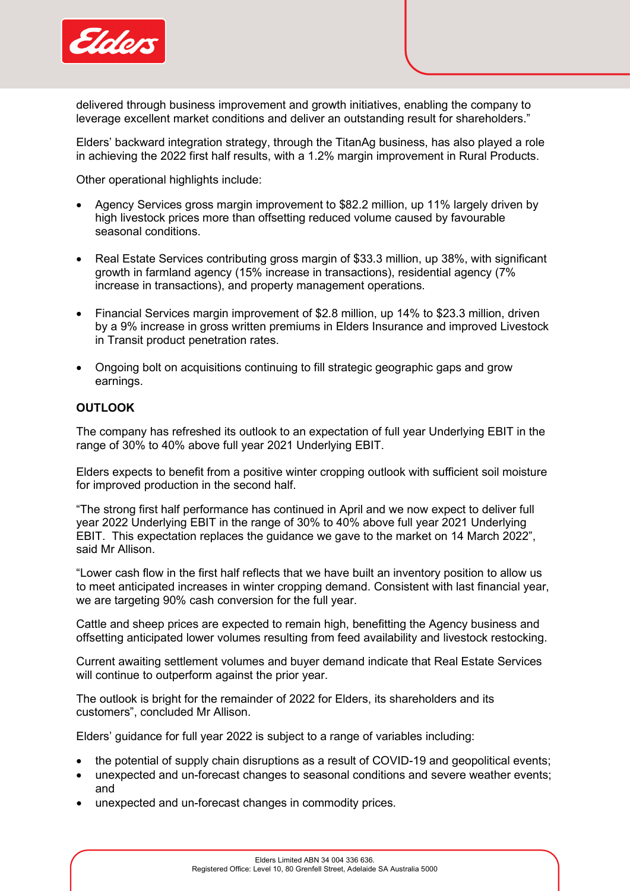delivered through business improvement and growth initiatives, enabling the company to leverage excellent market conditions and deliver an outstanding result for shareholders."

Elders' backward integration strategy, through the TitanAg business, has also played a role in achieving the 2022 first half results, with a 1.2% margin improvement in Rural Products.

Other operational highlights include:

- Agency Services gross margin improvement to $82.2 million, up 11% largely driven by high livestock prices more than offsetting reduced volume caused by favourable seasonal conditions.
- Real Estate Services contributing gross margin of $33.3 million, up 38%, with significant growth in farmland agency (15% increase in transactions), residential agency (7% increase in transactions), and property management operations.
- Financial Services margin improvement of $2.8 million, up 14% to $23.3 million, driven by a 9% increase in gross written premiums in Elders Insurance and improved Livestock in Transit product penetration rates.
- Ongoing bolt on acquisitions continuing to fill strategic geographic gaps and grow earnings.

**OUTLOOK**

The company has refreshed its outlook to an expectation of full year Underlying EBIT in the range of 30% to 40% above full year 2021 Underlying EBIT.

Elders expects to benefit from a positive winter cropping outlook with sufficient soil moisture for improved production in the second half.

"The strong first half performance has continued in April and we now expect to deliver full year 2022 Underlying EBIT in the range of 30% to 40% above full year 2021 Underlying EBIT. This expectation replaces the guidance we gave to the market on 14 March 2022", said Mr Allison.

"Lower cash flow in the first half reflects that we have built an inventory position to allow us to meet anticipated increases in winter cropping demand. Consistent with last financial year, we are targeting 90% cash conversion for the full year.

Cattle and sheep prices are expected to remain high, benefitting the Agency business and offsetting anticipated lower volumes resulting from feed availability and livestock restocking.

Current awaiting settlement volumes and buyer demand indicate that Real Estate Services will continue to outperform against the prior year.

The outlook is bright for the remainder of 2022 for Elders, its shareholders and its customers", concluded Mr Allison.

Elders' guidance for full year 2022 is subject to a range of variables including:

- the potential of supply chain disruptions as a result of COVID-19 and geopolitical events;
- unexpected and un-forecast changes to seasonal conditions and severe weather events; and
- unexpected and un-forecast changes in commodity prices.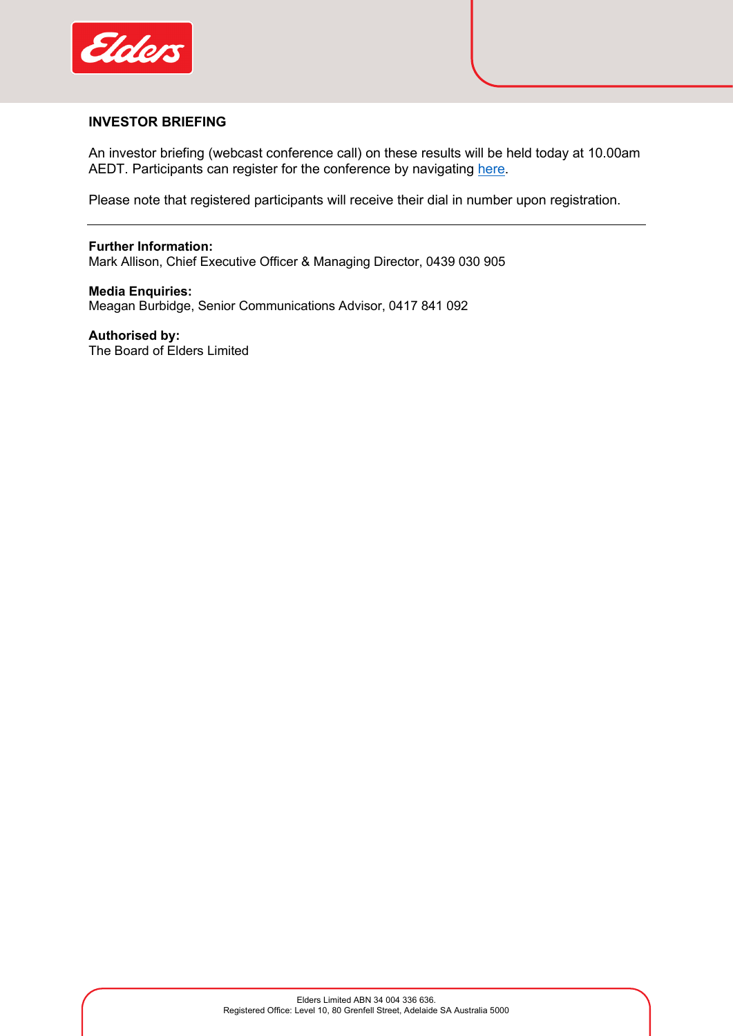**INVESTOR BRIEFING**

An investor briefing (webcast conference call) on these results will be held today at 10.00am AEDT. Participants can register for the conference by navigating here.

Please note that registered participants will receive their dial in number upon registration.

---

**Further Information:**
Mark Allison, Chief Executive Officer & Managing Director, 0439 030 905

**Media Enquiries:**
Meagan Burbidge, Senior Communications Advisor, 0417 841 092

**Authorised by:**
The Board of Elders Limited

Elders Limited ABN 34 004 336 636.
Registered Office: Level 10, 80 Grenfell Street, Adelaide SA Australia 5000